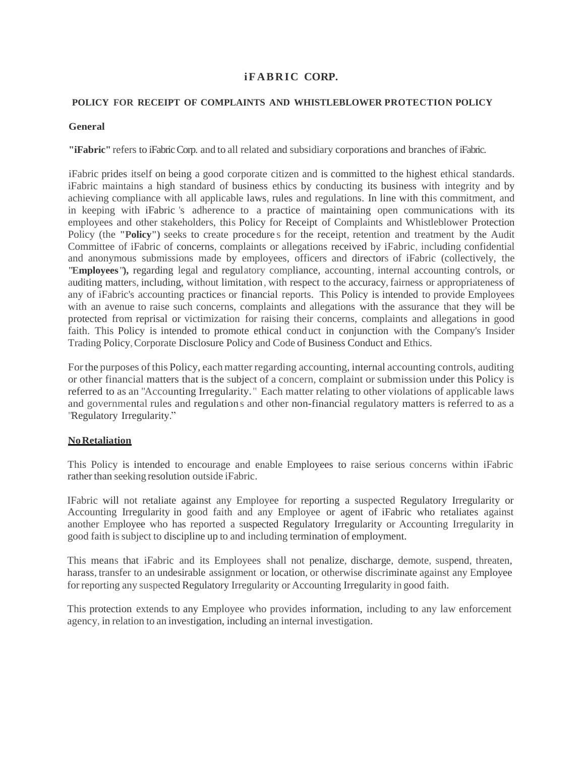# iFABRIC CORP.

## POLICY FOR RECEIPT OF COMPLAINTS AND WHISTLEBLOWER PROTECTION POLICY

**General**

**"iFabric"** refers to iFabric Corp. and to all related and subsidiary corporations and branches of iFabric.

iFabric prides itself on being a good corporate citizen and is committed to the highest ethical standards. iFabric maintains a high standard of business ethics by conducting its business with integrity and by achieving compliance with all applicable laws, rules and regulations. In line with this commitment, and in keeping with iFabric's adherence to a practice of maintaining open communications with its employees and other stakeholders, this Policy for Receipt of Complaints and Whistleblower Protection Policy (the **"Policy"**) seeks to create procedures for the receipt, retention and treatment by the Audit Committee of iFabric of concerns, complaints or allegations received by iFabric, including confidential and anonymous submissions made by employees, officers and directors of iFabric (collectively, the **"Employees"**), regarding legal and regulatory compliance, accounting, internal accounting controls, or auditing matters, including, without limitation, with respect to the accuracy, fairness or appropriateness of any of iFabric's accounting practices or financial reports. This Policy is intended to provide Employees with an avenue to raise such concerns, complaints and allegations with the assurance that they will be protected from reprisal or victimization for raising their concerns, complaints and allegations in good faith. This Policy is intended to promote ethical conduct in conjunction with the Company's Insider Trading Policy, Corporate Disclosure Policy and Code of Business Conduct and Ethics.

For the purposes of this Policy, each matter regarding accounting, internal accounting controls, auditing or other financial matters that is the subject of a concern, complaint or submission under this Policy is referred to as an "Accounting Irregularity." Each matter relating to other violations of applicable laws and governmental rules and regulations and other non-financial regulatory matters is referred to as a "Regulatory Irregularity."

**<u>No Retaliation</u>**

This Policy is intended to encourage and enable Employees to raise serious concerns within iFabric rather than seeking resolution outside iFabric.

IFabric will not retaliate against any Employee for reporting a suspected Regulatory Irregularity or Accounting Irregularity in good faith and any Employee or agent of iFabric who retaliates against another Employee who has reported a suspected Regulatory Irregularity or Accounting Irregularity in good faith is subject to discipline up to and including termination of employment.

This means that iFabric and its Employees shall not penalize, discharge, demote, suspend, threaten, harass, transfer to an undesirable assignment or location, or otherwise discriminate against any Employee for reporting any suspected Regulatory Irregularity or Accounting Irregularity in good faith.

This protection extends to any Employee who provides information, including to any law enforcement agency, in relation to an investigation, including an internal investigation.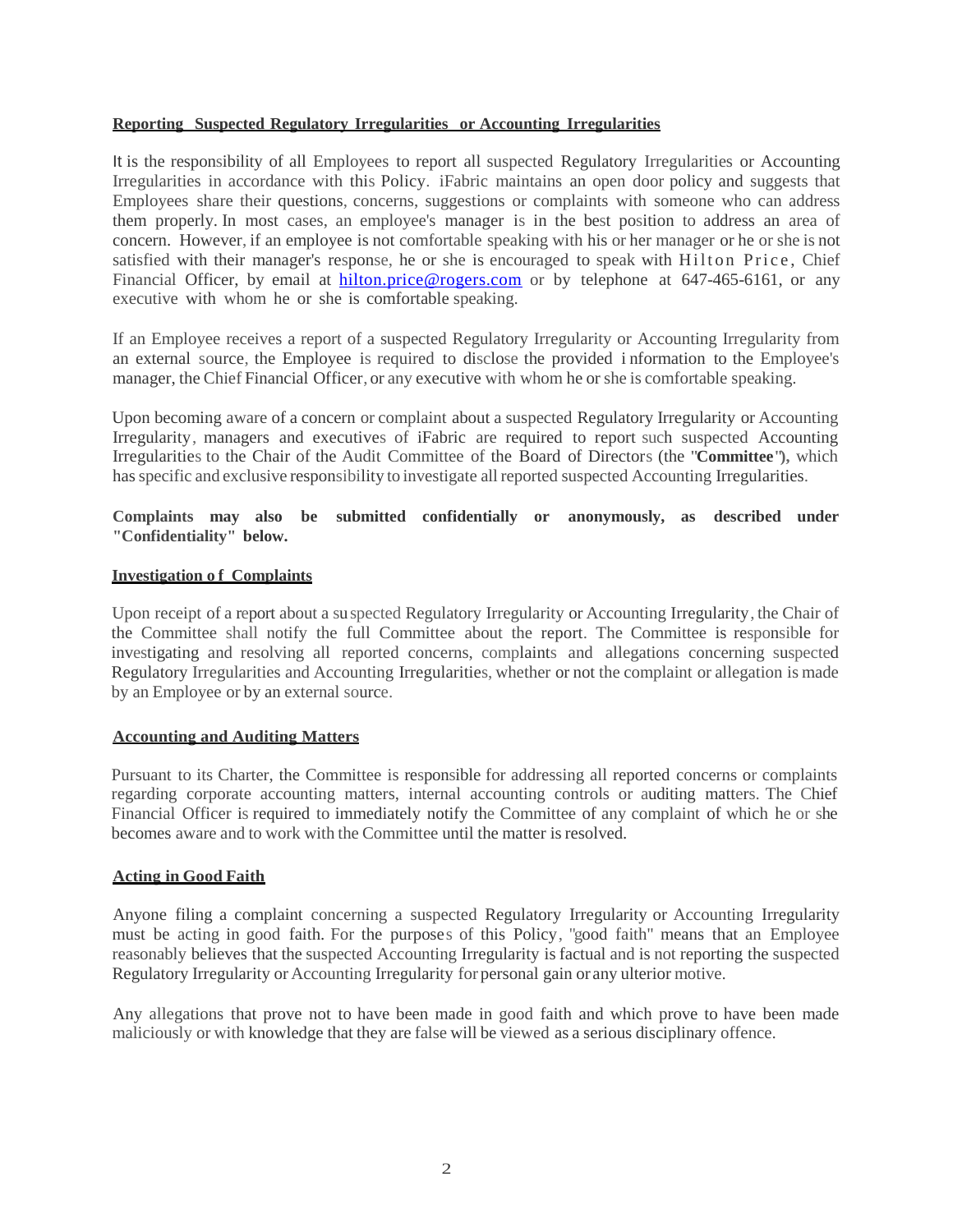**Reporting Suspected Regulatory Irregularities or Accounting Irregularities**

It is the responsibility of all Employees to report all suspected Regulatory Irregularities or Accounting Irregularities in accordance with this Policy. iFabric maintains an open door policy and suggests that Employees share their questions, concerns, suggestions or complaints with someone who can address them properly. In most cases, an employee's manager is in the best position to address an area of concern. However, if an employee is not comfortable speaking with his or her manager or he or she is not satisfied with their manager's response, he or she is encouraged to speak with Hilton Price, Chief Financial Officer, by email at hilton.price@rogers.com or by telephone at 647-465-6161, or any executive with whom he or she is comfortable speaking.

If an Employee receives a report of a suspected Regulatory Irregularity or Accounting Irregularity from an external source, the Employee is required to disclose the provided information to the Employee's manager, the Chief Financial Officer, or any executive with whom he or she is comfortable speaking.

Upon becoming aware of a concern or complaint about a suspected Regulatory Irregularity or Accounting Irregularity, managers and executives of iFabric are required to report such suspected Accounting Irregularities to the Chair of the Audit Committee of the Board of Directors (the "**Committee**"), which has specific and exclusive responsibility to investigate all reported suspected Accounting Irregularities.

**Complaints may also be submitted confidentially or anonymously, as described under "Confidentiality" below.**

**Investigation of Complaints**

Upon receipt of a report about a suspected Regulatory Irregularity or Accounting Irregularity, the Chair of the Committee shall notify the full Committee about the report. The Committee is responsible for investigating and resolving all reported concerns, complaints and allegations concerning suspected Regulatory Irregularities and Accounting Irregularities, whether or not the complaint or allegation is made by an Employee or by an external source.

**Accounting and Auditing Matters**

Pursuant to its Charter, the Committee is responsible for addressing all reported concerns or complaints regarding corporate accounting matters, internal accounting controls or auditing matters. The Chief Financial Officer is required to immediately notify the Committee of any complaint of which he or she becomes aware and to work with the Committee until the matter is resolved.

**Acting in Good Faith**

Anyone filing a complaint concerning a suspected Regulatory Irregularity or Accounting Irregularity must be acting in good faith. For the purposes of this Policy, "good faith" means that an Employee reasonably believes that the suspected Accounting Irregularity is factual and is not reporting the suspected Regulatory Irregularity or Accounting Irregularity for personal gain or any ulterior motive.

Any allegations that prove not to have been made in good faith and which prove to have been made maliciously or with knowledge that they are false will be viewed as a serious disciplinary offence.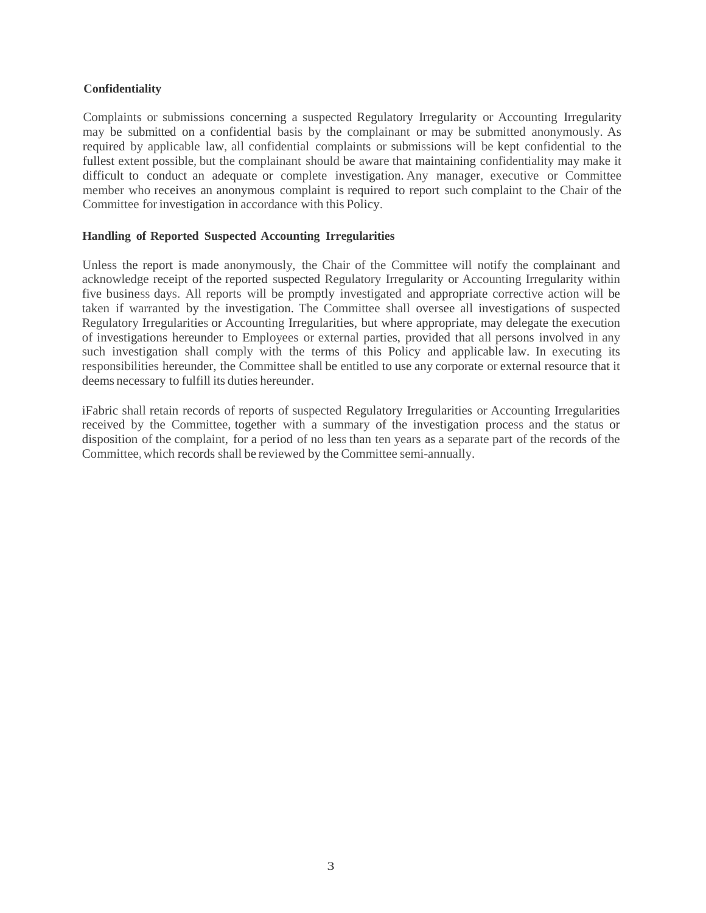**Confidentiality**

Complaints or submissions concerning a suspected Regulatory Irregularity or Accounting Irregularity may be submitted on a confidential basis by the complainant or may be submitted anonymously. As required by applicable law, all confidential complaints or submissions will be kept confidential to the fullest extent possible, but the complainant should be aware that maintaining confidentiality may make it difficult to conduct an adequate or complete investigation. Any manager, executive or Committee member who receives an anonymous complaint is required to report such complaint to the Chair of the Committee for investigation in accordance with this Policy.

**Handling of Reported Suspected Accounting Irregularities**

Unless the report is made anonymously, the Chair of the Committee will notify the complainant and acknowledge receipt of the reported suspected Regulatory Irregularity or Accounting Irregularity within five business days. All reports will be promptly investigated and appropriate corrective action will be taken if warranted by the investigation. The Committee shall oversee all investigations of suspected Regulatory Irregularities or Accounting Irregularities, but where appropriate, may delegate the execution of investigations hereunder to Employees or external parties, provided that all persons involved in any such investigation shall comply with the terms of this Policy and applicable law. In executing its responsibilities hereunder, the Committee shall be entitled to use any corporate or external resource that it deems necessary to fulfill its duties hereunder.

iFabric shall retain records of reports of suspected Regulatory Irregularities or Accounting Irregularities received by the Committee, together with a summary of the investigation process and the status or disposition of the complaint, for a period of no less than ten years as a separate part of the records of the Committee, which records shall be reviewed by the Committee semi-annually.